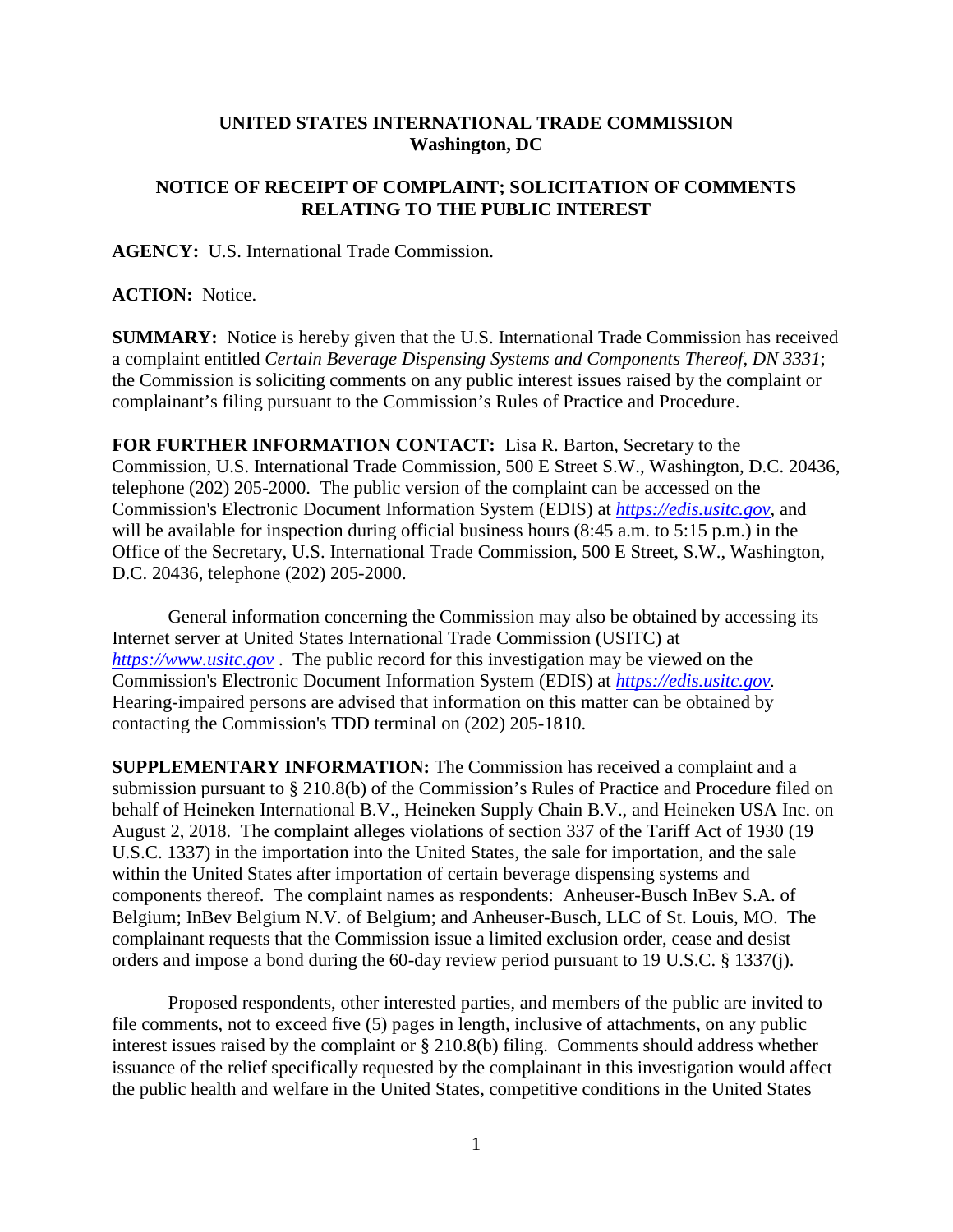**UNITED STATES INTERNATIONAL TRADE COMMISSION**
**Washington, DC**

**NOTICE OF RECEIPT OF COMPLAINT; SOLICITATION OF COMMENTS RELATING TO THE PUBLIC INTEREST**

**AGENCY:** U.S. International Trade Commission.

**ACTION:** Notice.

**SUMMARY:** Notice is hereby given that the U.S. International Trade Commission has received a complaint entitled *Certain Beverage Dispensing Systems and Components Thereof, DN 3331*; the Commission is soliciting comments on any public interest issues raised by the complaint or complainant's filing pursuant to the Commission's Rules of Practice and Procedure.

**FOR FURTHER INFORMATION CONTACT:** Lisa R. Barton, Secretary to the Commission, U.S. International Trade Commission, 500 E Street S.W., Washington, D.C. 20436, telephone (202) 205-2000. The public version of the complaint can be accessed on the Commission's Electronic Document Information System (EDIS) at *https://edis.usitc.gov*, and will be available for inspection during official business hours (8:45 a.m. to 5:15 p.m.) in the Office of the Secretary, U.S. International Trade Commission, 500 E Street, S.W., Washington, D.C. 20436, telephone (202) 205-2000.

General information concerning the Commission may also be obtained by accessing its Internet server at United States International Trade Commission (USITC) at *https://www.usitc.gov* . The public record for this investigation may be viewed on the Commission's Electronic Document Information System (EDIS) at *https://edis.usitc.gov.* Hearing-impaired persons are advised that information on this matter can be obtained by contacting the Commission's TDD terminal on (202) 205-1810.

**SUPPLEMENTARY INFORMATION:** The Commission has received a complaint and a submission pursuant to § 210.8(b) of the Commission's Rules of Practice and Procedure filed on behalf of Heineken International B.V., Heineken Supply Chain B.V., and Heineken USA Inc. on August 2, 2018. The complaint alleges violations of section 337 of the Tariff Act of 1930 (19 U.S.C. 1337) in the importation into the United States, the sale for importation, and the sale within the United States after importation of certain beverage dispensing systems and components thereof. The complaint names as respondents: Anheuser-Busch InBev S.A. of Belgium; InBev Belgium N.V. of Belgium; and Anheuser-Busch, LLC of St. Louis, MO. The complainant requests that the Commission issue a limited exclusion order, cease and desist orders and impose a bond during the 60-day review period pursuant to 19 U.S.C. § 1337(j).

Proposed respondents, other interested parties, and members of the public are invited to file comments, not to exceed five (5) pages in length, inclusive of attachments, on any public interest issues raised by the complaint or § 210.8(b) filing. Comments should address whether issuance of the relief specifically requested by the complainant in this investigation would affect the public health and welfare in the United States, competitive conditions in the United States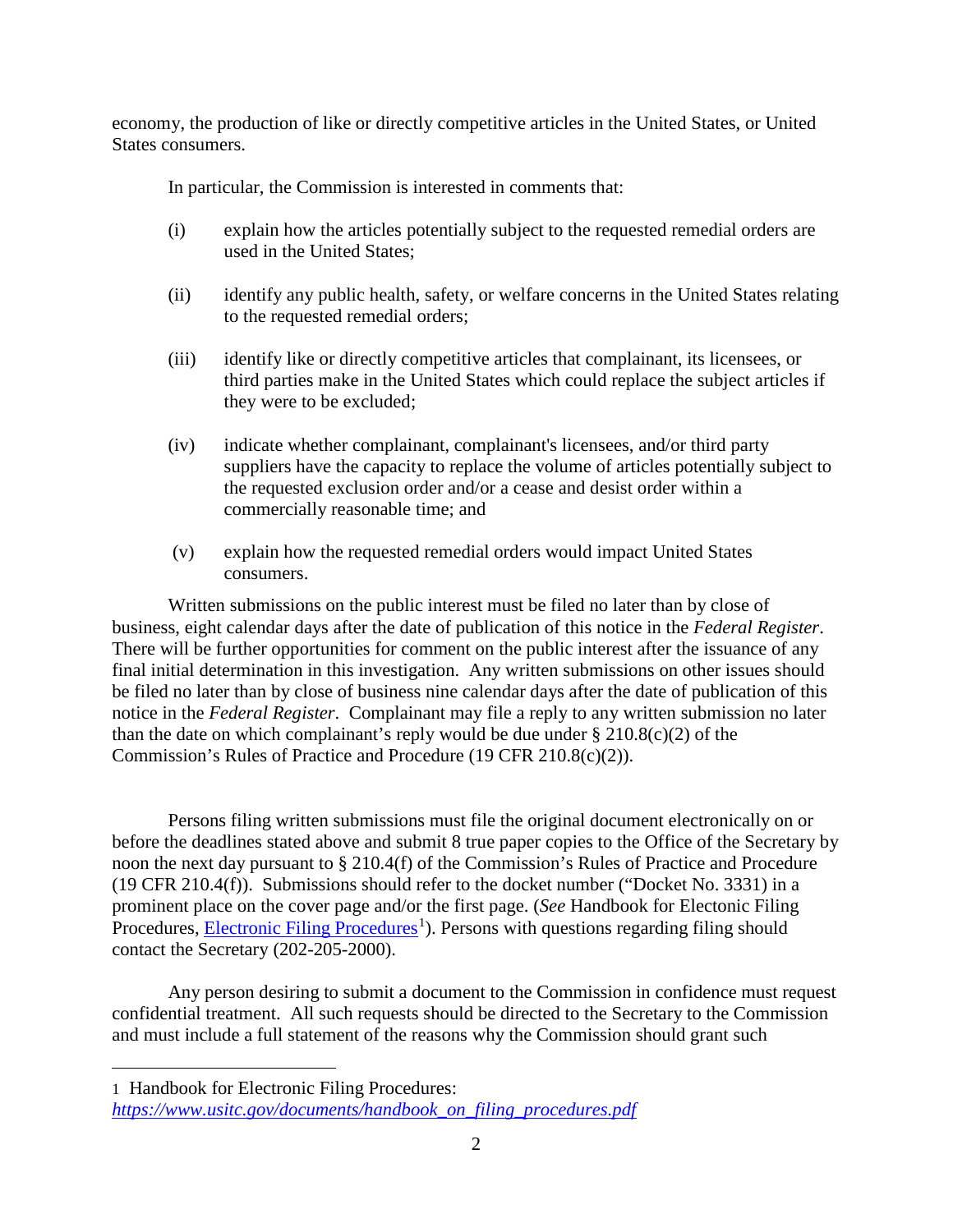economy, the production of like or directly competitive articles in the United States, or United States consumers.

In particular, the Commission is interested in comments that:

(i) explain how the articles potentially subject to the requested remedial orders are used in the United States;

(ii) identify any public health, safety, or welfare concerns in the United States relating to the requested remedial orders;

(iii) identify like or directly competitive articles that complainant, its licensees, or third parties make in the United States which could replace the subject articles if they were to be excluded;

(iv) indicate whether complainant, complainant's licensees, and/or third party suppliers have the capacity to replace the volume of articles potentially subject to the requested exclusion order and/or a cease and desist order within a commercially reasonable time; and

(v) explain how the requested remedial orders would impact United States consumers.

Written submissions on the public interest must be filed no later than by close of business, eight calendar days after the date of publication of this notice in the *Federal Register*. There will be further opportunities for comment on the public interest after the issuance of any final initial determination in this investigation. Any written submissions on other issues should be filed no later than by close of business nine calendar days after the date of publication of this notice in the *Federal Register*. Complainant may file a reply to any written submission no later than the date on which complainant's reply would be due under § 210.8(c)(2) of the Commission's Rules of Practice and Procedure (19 CFR 210.8(c)(2)).

Persons filing written submissions must file the original document electronically on or before the deadlines stated above and submit 8 true paper copies to the Office of the Secretary by noon the next day pursuant to § 210.4(f) of the Commission's Rules of Practice and Procedure (19 CFR 210.4(f)). Submissions should refer to the docket number ("Docket No. 3331) in a prominent place on the cover page and/or the first page. (*See* Handbook for Electonic Filing Procedures, Electronic Filing Procedures[1]). Persons with questions regarding filing should contact the Secretary (202-205-2000).

Any person desiring to submit a document to the Commission in confidence must request confidential treatment. All such requests should be directed to the Secretary to the Commission and must include a full statement of the reasons why the Commission should grant such

1 Handbook for Electronic Filing Procedures: *https://www.usitc.gov/documents/handbook_on_filing_procedures.pdf*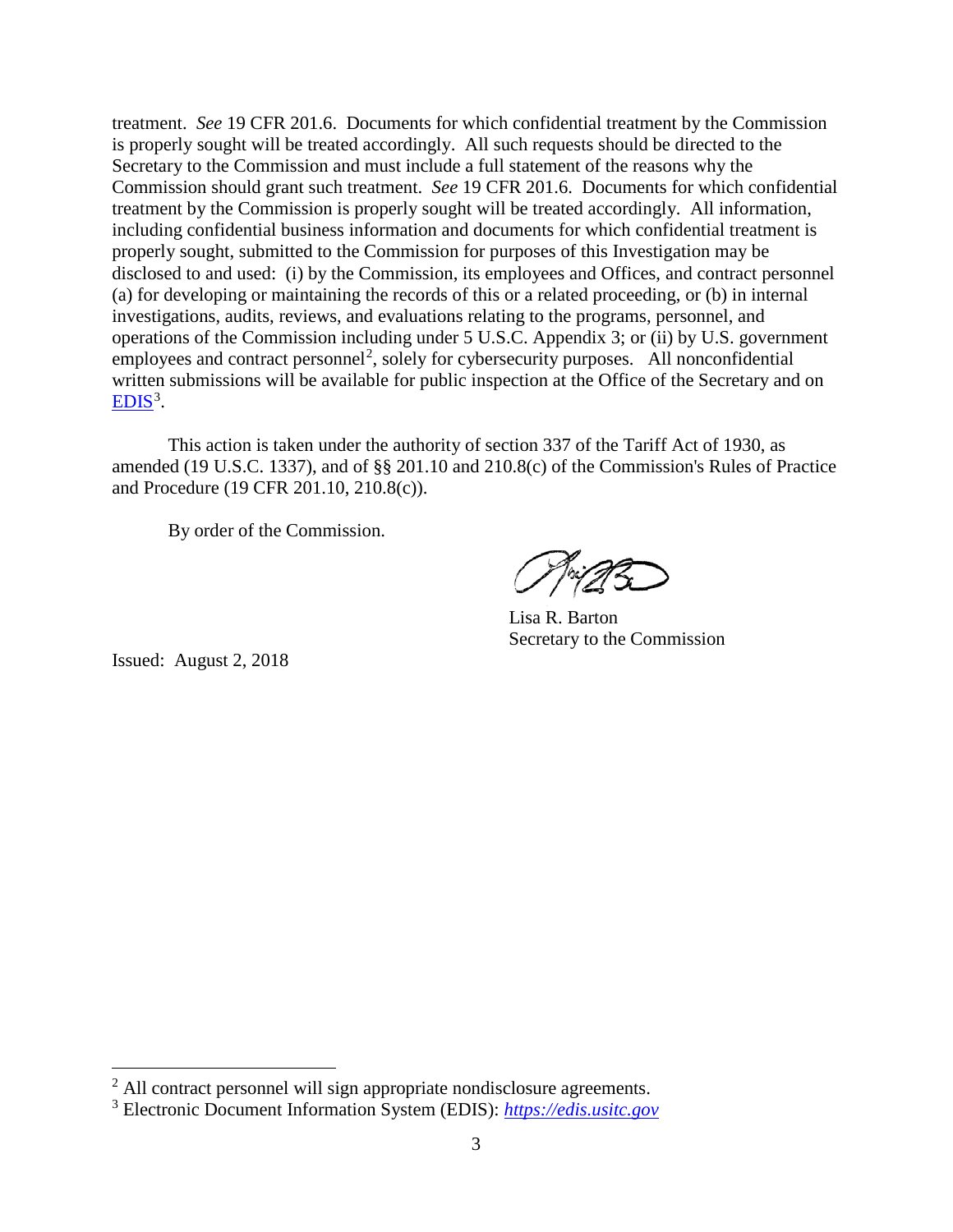treatment. *See* 19 CFR 201.6. Documents for which confidential treatment by the Commission is properly sought will be treated accordingly. All such requests should be directed to the Secretary to the Commission and must include a full statement of the reasons why the Commission should grant such treatment. *See* 19 CFR 201.6. Documents for which confidential treatment by the Commission is properly sought will be treated accordingly. All information, including confidential business information and documents for which confidential treatment is properly sought, submitted to the Commission for purposes of this Investigation may be disclosed to and used: (i) by the Commission, its employees and Offices, and contract personnel (a) for developing or maintaining the records of this or a related proceeding, or (b) in internal investigations, audits, reviews, and evaluations relating to the programs, personnel, and operations of the Commission including under 5 U.S.C. Appendix 3; or (ii) by U.S. government employees and contract personnel[2], solely for cybersecurity purposes. All nonconfidential written submissions will be available for public inspection at the Office of the Secretary and on EDIS[3].

This action is taken under the authority of section 337 of the Tariff Act of 1930, as amended (19 U.S.C. 1337), and of §§ 201.10 and 210.8(c) of the Commission's Rules of Practice and Procedure (19 CFR 201.10, 210.8(c)).

By order of the Commission.

Lisa R. Barton
Secretary to the Commission

Issued: August 2, 2018

[2] All contract personnel will sign appropriate nondisclosure agreements.

[3] Electronic Document Information System (EDIS): *https://edis.usitc.gov*